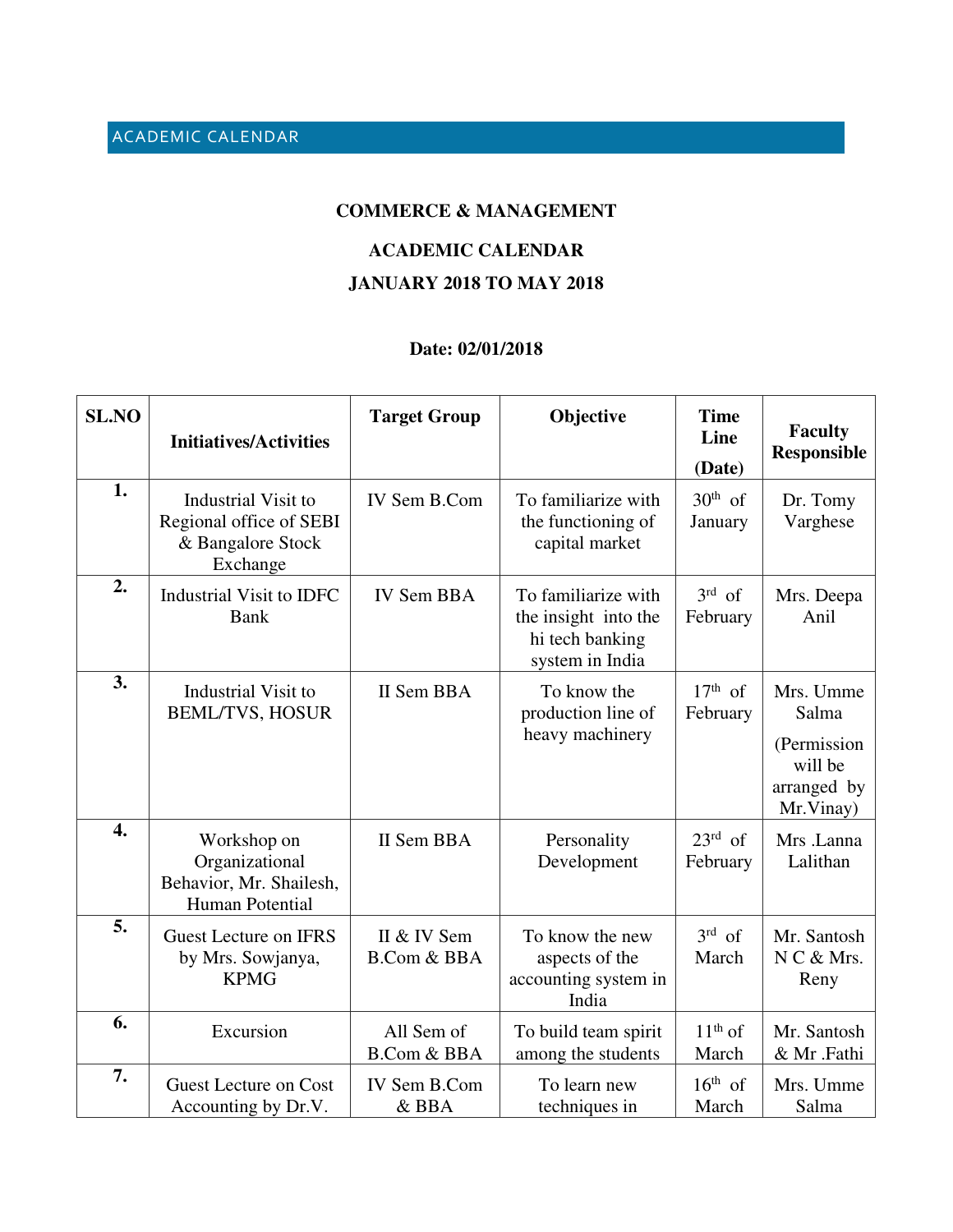ACADEMIC CALENDAR

# COMMERCE & MANAGEMENT

## ACADEMIC CALENDAR

## JANUARY 2018 TO MAY 2018

**Date: 02/01/2018**

| SL.NO | Initiatives/Activities | Target Group | Objective | Time Line (Date) | Faculty Responsible |
|---|---|---|---|---|---|
| 1. | Industrial Visit to Regional office of SEBI & Bangalore Stock Exchange | IV Sem B.Com | To familiarize with the functioning of capital market | 30th of January | Dr. Tomy Varghese |
| 2. | Industrial Visit to IDFC Bank | IV Sem BBA | To familiarize with the insight into the hi tech banking system in India | 3rd of February | Mrs. Deepa Anil |
| 3. | Industrial Visit to BEML/TVS, HOSUR | II Sem BBA | To know the production line of heavy machinery | 17th of February | Mrs. Umme Salma (Permission will be arranged by Mr.Vinay) |
| 4. | Workshop on Organizational Behavior, Mr. Shailesh, Human Potential | II Sem BBA | Personality Development | 23rd of February | Mrs .Lanna Lalithan |
| 5. | Guest Lecture on IFRS by Mrs. Sowjanya, KPMG | II & IV Sem B.Com & BBA | To know the new aspects of the accounting system in India | 3rd of March | Mr. Santosh N C & Mrs. Reny |
| 6. | Excursion | All Sem of B.Com & BBA | To build team spirit among the students | 11th of March | Mr. Santosh & Mr .Fathi |
| 7. | Guest Lecture on Cost Accounting by Dr.V. | IV Sem B.Com & BBA | To learn new techniques in | 16th of March | Mrs. Umme Salma |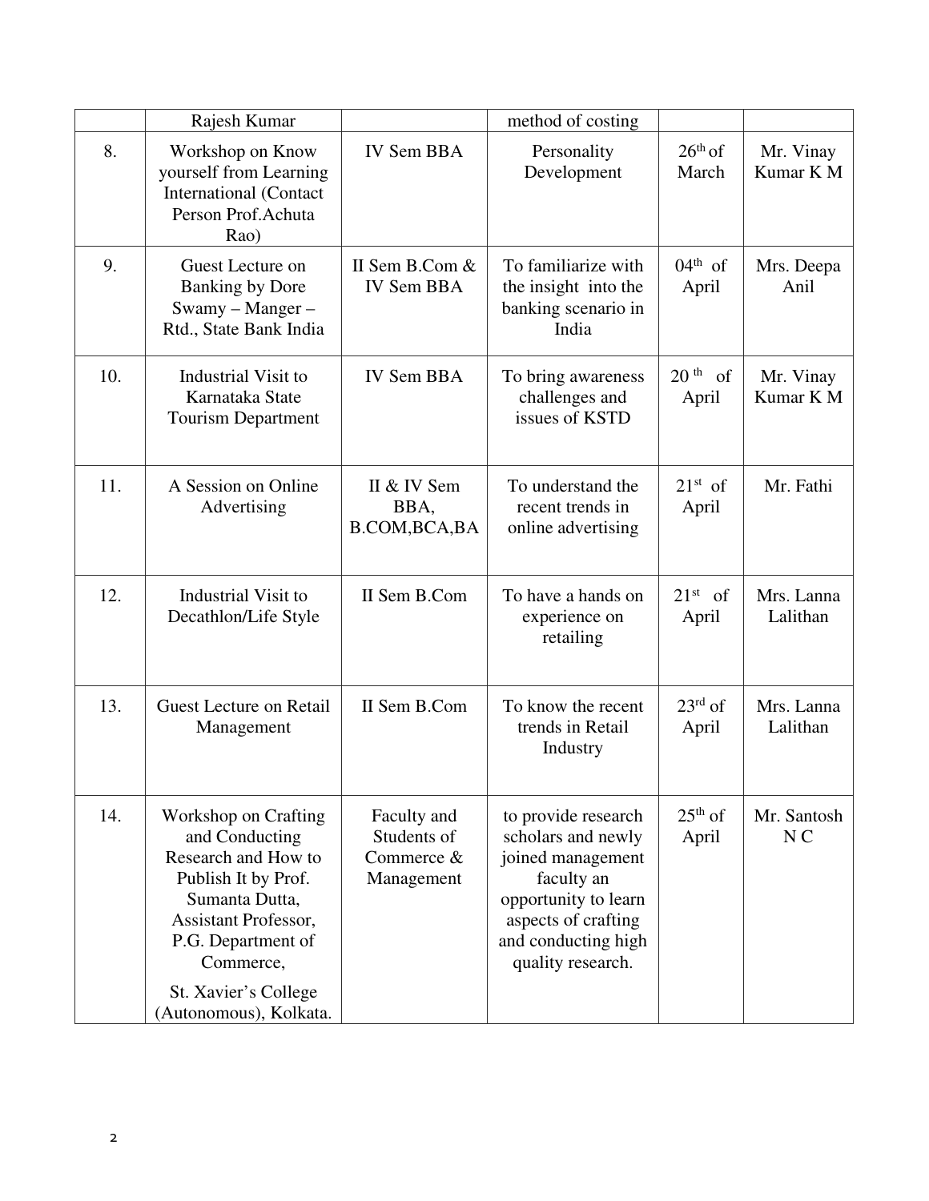| | | | | | |
|---|---|---|---|---|---|
| | Rajesh Kumar | | method of costing | | |
| 8. | Workshop on Know yourself from Learning International (Contact Person Prof.Achuta Rao) | IV Sem BBA | Personality Development | 26th of March | Mr. Vinay Kumar K M |
| 9. | Guest Lecture on Banking by Dore Swamy – Manger – Rtd., State Bank India | II Sem B.Com & IV Sem BBA | To familiarize with the insight into the banking scenario in India | 04th of April | Mrs. Deepa Anil |
| 10. | Industrial Visit to Karnataka State Tourism Department | IV Sem BBA | To bring awareness challenges and issues of KSTD | 20 th of April | Mr. Vinay Kumar K M |
| 11. | A Session on Online Advertising | II & IV Sem BBA, B.COM,BCA,BA | To understand the recent trends in online advertising | 21st of April | Mr. Fathi |
| 12. | Industrial Visit to Decathlon/Life Style | II Sem B.Com | To have a hands on experience on retailing | 21st of April | Mrs. Lanna Lalithan |
| 13. | Guest Lecture on Retail Management | II Sem B.Com | To know the recent trends in Retail Industry | 23rd of April | Mrs. Lanna Lalithan |
| 14. | Workshop on Crafting and Conducting Research and How to Publish It by Prof. Sumanta Dutta, Assistant Professor, P.G. Department of Commerce, St. Xavier's College (Autonomous), Kolkata. | Faculty and Students of Commerce & Management | to provide research scholars and newly joined management faculty an opportunity to learn aspects of crafting and conducting high quality research. | 25th of April | Mr. Santosh N C |